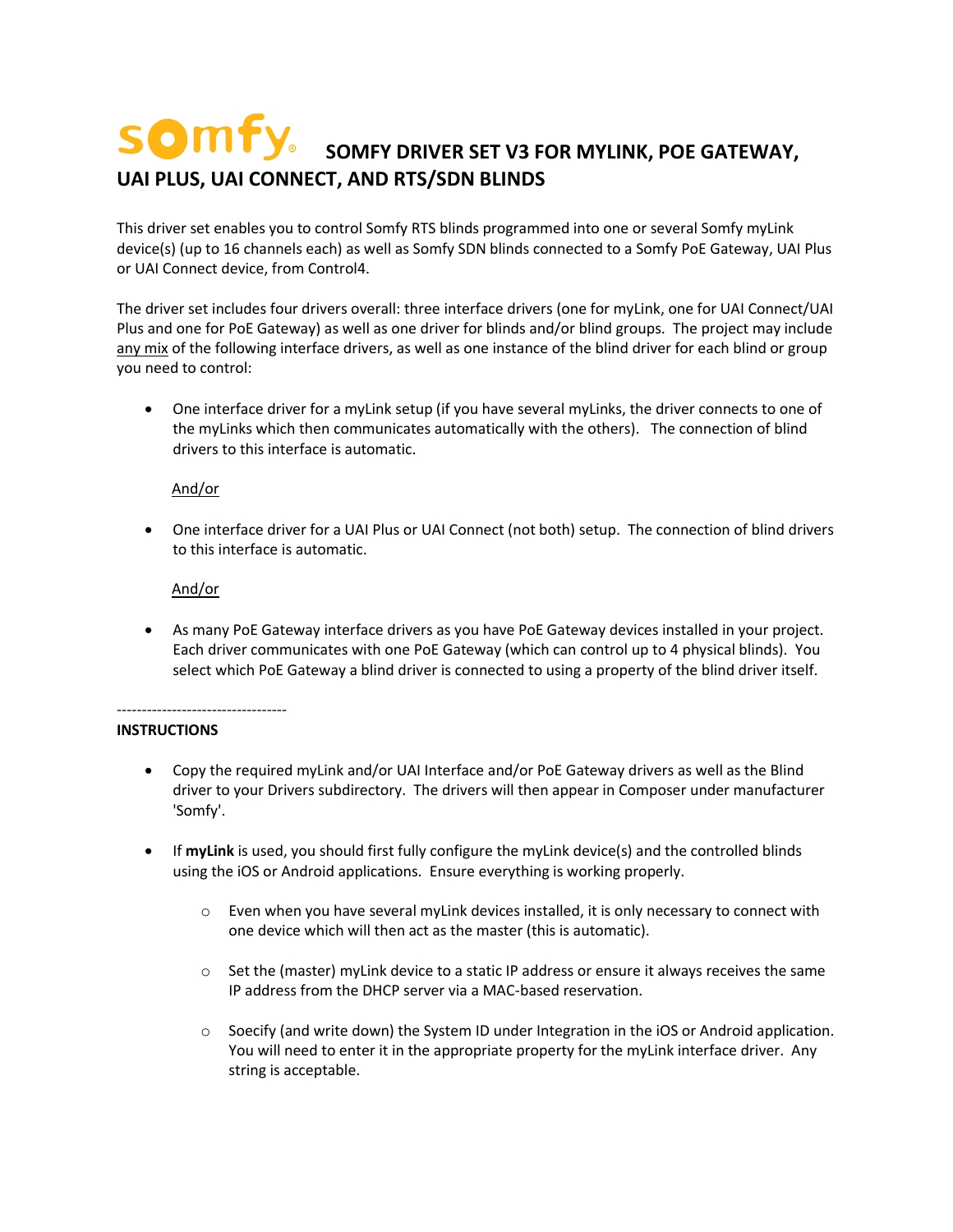# somfy SOMFY DRIVER SET V3 FOR MYLINK, POE GATEWAY, UAI PLUS, UAI CONNECT, AND RTS/SDN BLINDS

This driver set enables you to control Somfy RTS blinds programmed into one or several Somfy myLink device(s) (up to 16 channels each) as well as Somfy SDN blinds connected to a Somfy PoE Gateway, UAI Plus or UAI Connect device, from Control4.

The driver set includes four drivers overall: three interface drivers (one for myLink, one for UAI Connect/UAI Plus and one for PoE Gateway) as well as one driver for blinds and/or blind groups. The project may include any mix of the following interface drivers, as well as one instance of the blind driver for each blind or group you need to control:

- One interface driver for a myLink setup (if you have several myLinks, the driver connects to one of the myLinks which then communicates automatically with the others). The connection of blind drivers to this interface is automatic.

  And/or

- One interface driver for a UAI Plus or UAI Connect (not both) setup. The connection of blind drivers to this interface is automatic.

  And/or

- As many PoE Gateway interface drivers as you have PoE Gateway devices installed in your project. Each driver communicates with one PoE Gateway (which can control up to 4 physical blinds). You select which PoE Gateway a blind driver is connected to using a property of the blind driver itself.

----------------------------------

**INSTRUCTIONS**

- Copy the required myLink and/or UAI Interface and/or PoE Gateway drivers as well as the Blind driver to your Drivers subdirectory. The drivers will then appear in Composer under manufacturer 'Somfy'.

- If **myLink** is used, you should first fully configure the myLink device(s) and the controlled blinds using the iOS or Android applications. Ensure everything is working properly.

  - Even when you have several myLink devices installed, it is only necessary to connect with one device which will then act as the master (this is automatic).

  - Set the (master) myLink device to a static IP address or ensure it always receives the same IP address from the DHCP server via a MAC-based reservation.

  - Soecify (and write down) the System ID under Integration in the iOS or Android application. You will need to enter it in the appropriate property for the myLink interface driver. Any string is acceptable.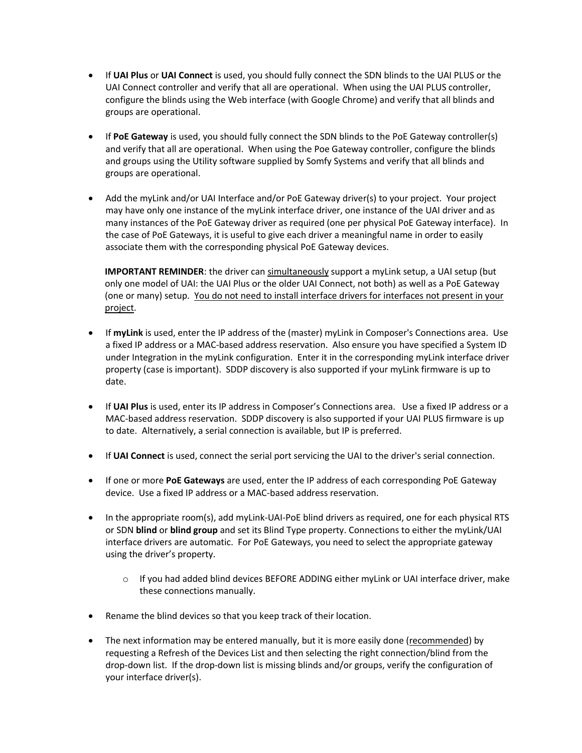- If **UAI Plus** or **UAI Connect** is used, you should fully connect the SDN blinds to the UAI PLUS or the UAI Connect controller and verify that all are operational. When using the UAI PLUS controller, configure the blinds using the Web interface (with Google Chrome) and verify that all blinds and groups are operational.

- If **PoE Gateway** is used, you should fully connect the SDN blinds to the PoE Gateway controller(s) and verify that all are operational. When using the Poe Gateway controller, configure the blinds and groups using the Utility software supplied by Somfy Systems and verify that all blinds and groups are operational.

- Add the myLink and/or UAI Interface and/or PoE Gateway driver(s) to your project. Your project may have only one instance of the myLink interface driver, one instance of the UAI driver and as many instances of the PoE Gateway driver as required (one per physical PoE Gateway interface). In the case of PoE Gateways, it is useful to give each driver a meaningful name in order to easily associate them with the corresponding physical PoE Gateway devices.

  **IMPORTANT REMINDER**: the driver can <u>simultaneously</u> support a myLink setup, a UAI setup (but only one model of UAI: the UAI Plus or the older UAI Connect, not both) as well as a PoE Gateway (one or many) setup. <u>You do not need to install interface drivers for interfaces not present in your project</u>.

- If **myLink** is used, enter the IP address of the (master) myLink in Composer's Connections area. Use a fixed IP address or a MAC-based address reservation. Also ensure you have specified a System ID under Integration in the myLink configuration. Enter it in the corresponding myLink interface driver property (case is important). SDDP discovery is also supported if your myLink firmware is up to date.

- If **UAI Plus** is used, enter its IP address in Composer's Connections area. Use a fixed IP address or a MAC-based address reservation. SDDP discovery is also supported if your UAI PLUS firmware is up to date. Alternatively, a serial connection is available, but IP is preferred.

- If **UAI Connect** is used, connect the serial port servicing the UAI to the driver's serial connection.

- If one or more **PoE Gateways** are used, enter the IP address of each corresponding PoE Gateway device. Use a fixed IP address or a MAC-based address reservation.

- In the appropriate room(s), add myLink-UAI-PoE blind drivers as required, one for each physical RTS or SDN **blind** or **blind group** and set its Blind Type property. Connections to either the myLink/UAI interface drivers are automatic. For PoE Gateways, you need to select the appropriate gateway using the driver's property.

  - If you had added blind devices BEFORE ADDING either myLink or UAI interface driver, make these connections manually.

- Rename the blind devices so that you keep track of their location.

- The next information may be entered manually, but it is more easily done (<u>recommended</u>) by requesting a Refresh of the Devices List and then selecting the right connection/blind from the drop-down list. If the drop-down list is missing blinds and/or groups, verify the configuration of your interface driver(s).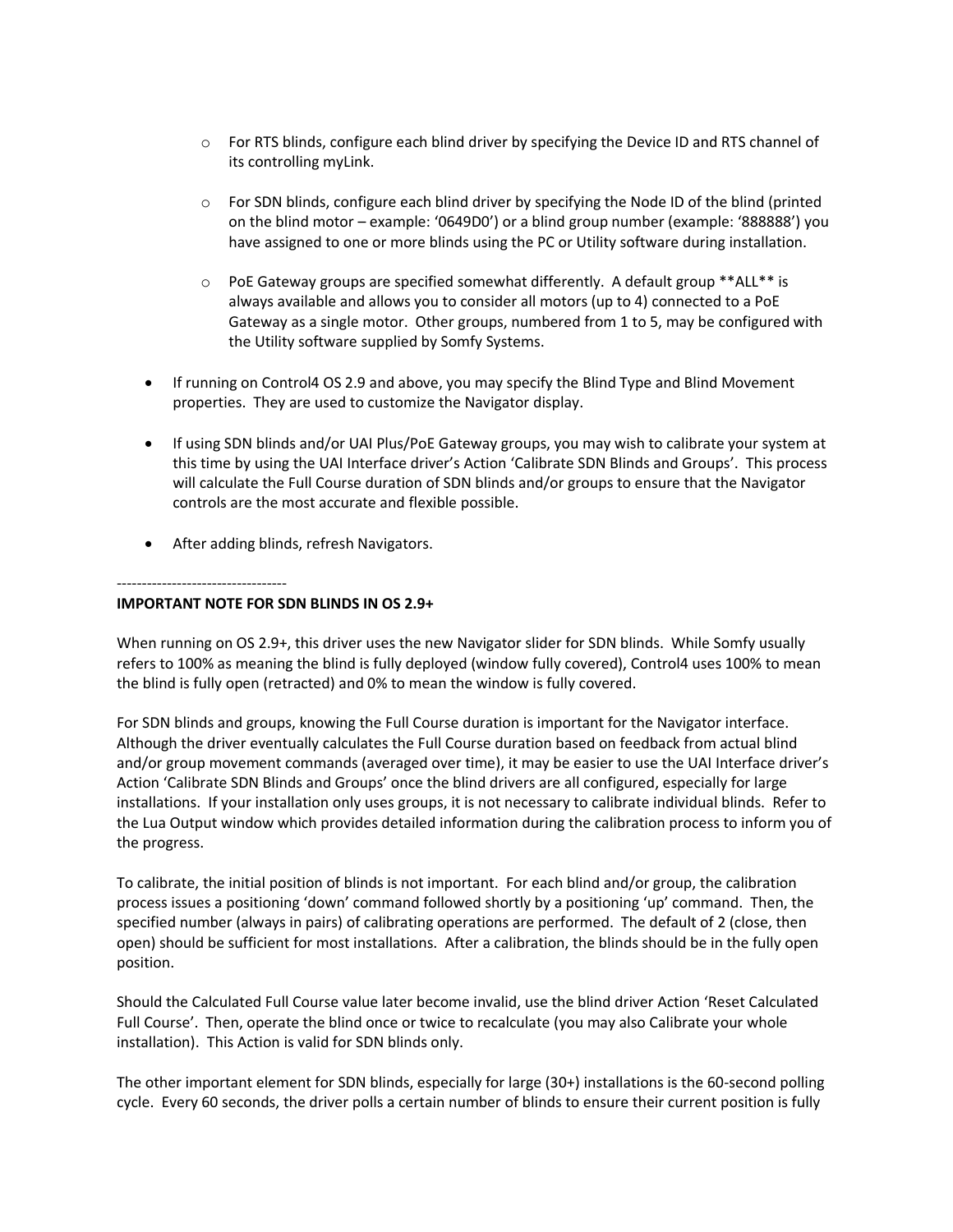- For RTS blinds, configure each blind driver by specifying the Device ID and RTS channel of its controlling myLink.

  - For SDN blinds, configure each blind driver by specifying the Node ID of the blind (printed on the blind motor – example: '0649D0') or a blind group number (example: '888888') you have assigned to one or more blinds using the PC or Utility software during installation.

  - PoE Gateway groups are specified somewhat differently. A default group **ALL** is always available and allows you to consider all motors (up to 4) connected to a PoE Gateway as a single motor. Other groups, numbered from 1 to 5, may be configured with the Utility software supplied by Somfy Systems.

- If running on Control4 OS 2.9 and above, you may specify the Blind Type and Blind Movement properties. They are used to customize the Navigator display.

- If using SDN blinds and/or UAI Plus/PoE Gateway groups, you may wish to calibrate your system at this time by using the UAI Interface driver's Action 'Calibrate SDN Blinds and Groups'. This process will calculate the Full Course duration of SDN blinds and/or groups to ensure that the Navigator controls are the most accurate and flexible possible.

- After adding blinds, refresh Navigators.

----------------------------------

**IMPORTANT NOTE FOR SDN BLINDS IN OS 2.9+**

When running on OS 2.9+, this driver uses the new Navigator slider for SDN blinds. While Somfy usually refers to 100% as meaning the blind is fully deployed (window fully covered), Control4 uses 100% to mean the blind is fully open (retracted) and 0% to mean the window is fully covered.

For SDN blinds and groups, knowing the Full Course duration is important for the Navigator interface. Although the driver eventually calculates the Full Course duration based on feedback from actual blind and/or group movement commands (averaged over time), it may be easier to use the UAI Interface driver's Action 'Calibrate SDN Blinds and Groups' once the blind drivers are all configured, especially for large installations. If your installation only uses groups, it is not necessary to calibrate individual blinds. Refer to the Lua Output window which provides detailed information during the calibration process to inform you of the progress.

To calibrate, the initial position of blinds is not important. For each blind and/or group, the calibration process issues a positioning 'down' command followed shortly by a positioning 'up' command. Then, the specified number (always in pairs) of calibrating operations are performed. The default of 2 (close, then open) should be sufficient for most installations. After a calibration, the blinds should be in the fully open position.

Should the Calculated Full Course value later become invalid, use the blind driver Action 'Reset Calculated Full Course'. Then, operate the blind once or twice to recalculate (you may also Calibrate your whole installation). This Action is valid for SDN blinds only.

The other important element for SDN blinds, especially for large (30+) installations is the 60-second polling cycle. Every 60 seconds, the driver polls a certain number of blinds to ensure their current position is fully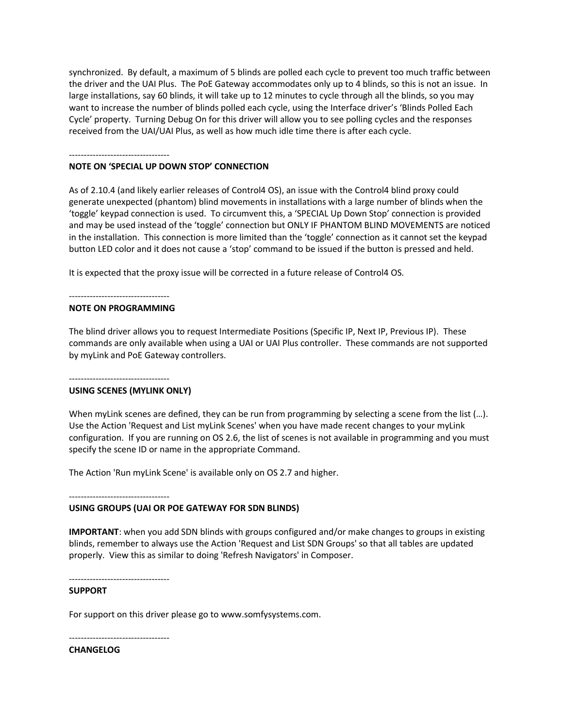synchronized. By default, a maximum of 5 blinds are polled each cycle to prevent too much traffic between the driver and the UAI Plus. The PoE Gateway accommodates only up to 4 blinds, so this is not an issue. In large installations, say 60 blinds, it will take up to 12 minutes to cycle through all the blinds, so you may want to increase the number of blinds polled each cycle, using the Interface driver's 'Blinds Polled Each Cycle' property. Turning Debug On for this driver will allow you to see polling cycles and the responses received from the UAI/UAI Plus, as well as how much idle time there is after each cycle.

----------------------------------

**NOTE ON 'SPECIAL UP DOWN STOP' CONNECTION**

As of 2.10.4 (and likely earlier releases of Control4 OS), an issue with the Control4 blind proxy could generate unexpected (phantom) blind movements in installations with a large number of blinds when the 'toggle' keypad connection is used. To circumvent this, a 'SPECIAL Up Down Stop' connection is provided and may be used instead of the 'toggle' connection but ONLY IF PHANTOM BLIND MOVEMENTS are noticed in the installation. This connection is more limited than the 'toggle' connection as it cannot set the keypad button LED color and it does not cause a 'stop' command to be issued if the button is pressed and held.

It is expected that the proxy issue will be corrected in a future release of Control4 OS.

----------------------------------

**NOTE ON PROGRAMMING**

The blind driver allows you to request Intermediate Positions (Specific IP, Next IP, Previous IP). These commands are only available when using a UAI or UAI Plus controller. These commands are not supported by myLink and PoE Gateway controllers.

----------------------------------

**USING SCENES (MYLINK ONLY)**

When myLink scenes are defined, they can be run from programming by selecting a scene from the list (…). Use the Action 'Request and List myLink Scenes' when you have made recent changes to your myLink configuration. If you are running on OS 2.6, the list of scenes is not available in programming and you must specify the scene ID or name in the appropriate Command.

The Action 'Run myLink Scene' is available only on OS 2.7 and higher.

----------------------------------

**USING GROUPS (UAI OR POE GATEWAY FOR SDN BLINDS)**

**IMPORTANT**: when you add SDN blinds with groups configured and/or make changes to groups in existing blinds, remember to always use the Action 'Request and List SDN Groups' so that all tables are updated properly. View this as similar to doing 'Refresh Navigators' in Composer.

----------------------------------

**SUPPORT**

For support on this driver please go to www.somfysystems.com.

----------------------------------

**CHANGELOG**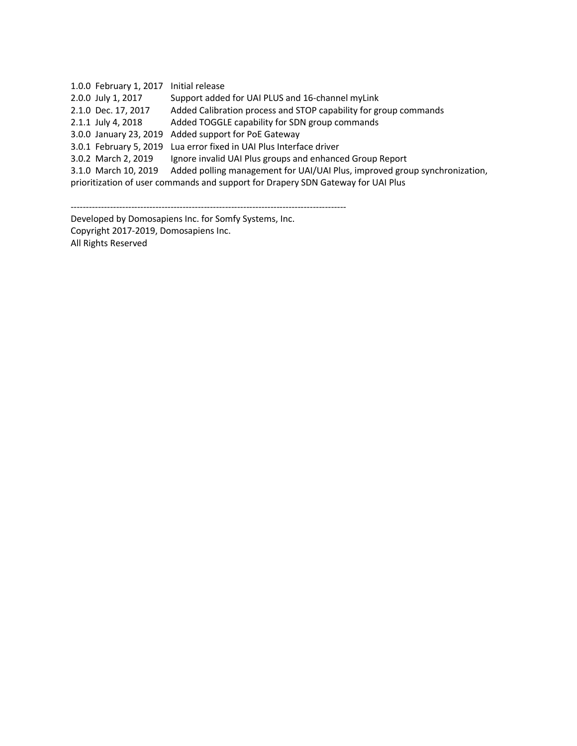1.0.0 February 1, 2017 Initial release
2.0.0 July 1, 2017 Support added for UAI PLUS and 16-channel myLink
2.1.0 Dec. 17, 2017 Added Calibration process and STOP capability for group commands
2.1.1 July 4, 2018 Added TOGGLE capability for SDN group commands
3.0.0 January 23, 2019 Added support for PoE Gateway
3.0.1 February 5, 2019 Lua error fixed in UAI Plus Interface driver
3.0.2 March 2, 2019 Ignore invalid UAI Plus groups and enhanced Group Report
3.1.0 March 10, 2019 Added polling management for UAI/UAI Plus, improved group synchronization, prioritization of user commands and support for Drapery SDN Gateway for UAI Plus

-------------------------------------------------------------------------------------------

Developed by Domosapiens Inc. for Somfy Systems, Inc.
Copyright 2017-2019, Domosapiens Inc.
All Rights Reserved